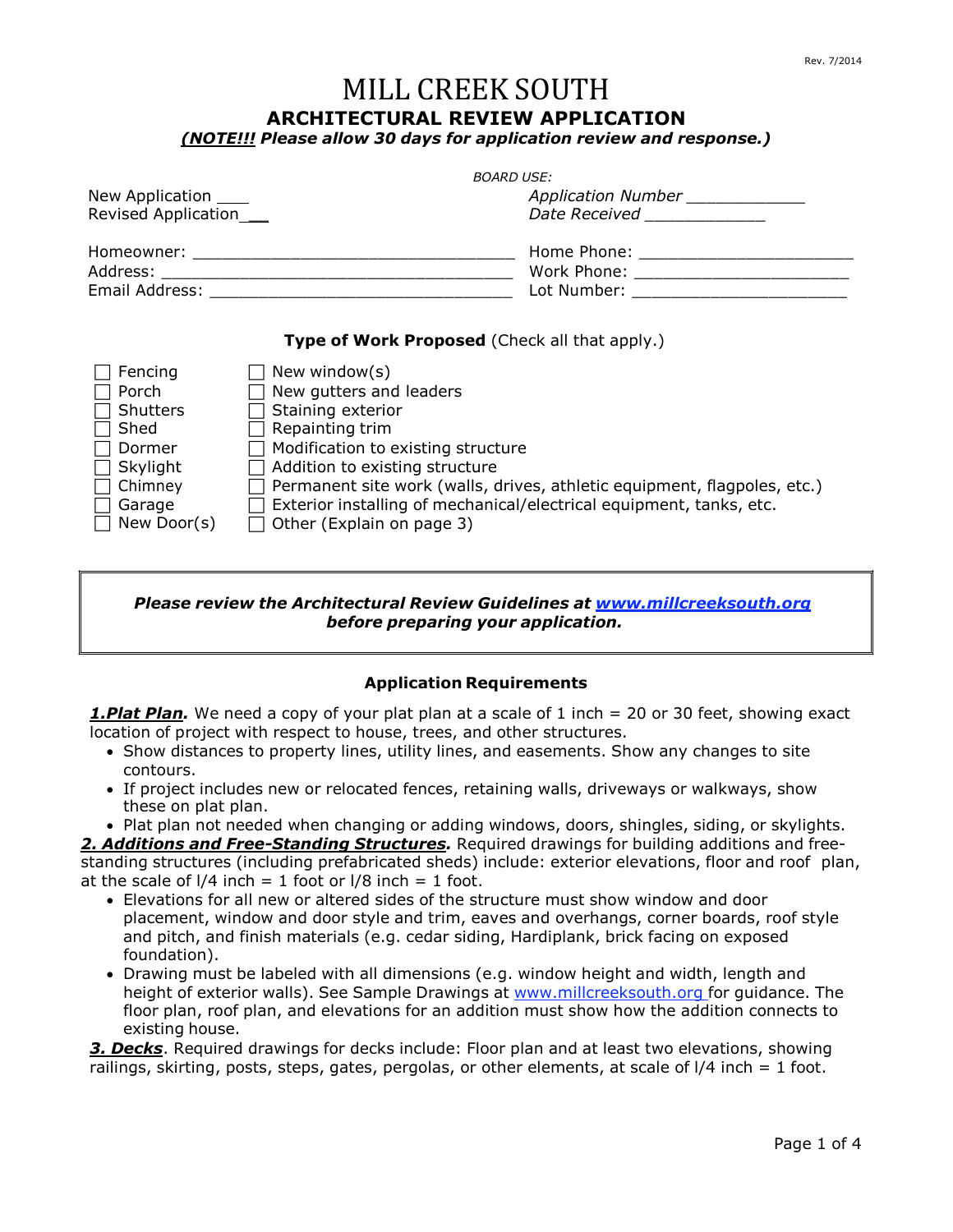Rev. 7/2014

# MILL CREEK SOUTH

## ARCHITECTURAL REVIEW APPLICATION

***(NOTE!!!** Please allow 30 days for application review and response.)*

*BOARD USE:*

New Application \_\_\_\_
Revised Application \_\_\_

*Application Number* \_\_\_\_\_\_\_\_\_\_\_\_\_
*Date Received* \_\_\_\_\_\_\_\_\_\_\_\_\_

Homeowner: \_\_\_\_\_\_\_\_\_\_\_\_\_\_\_\_\_\_\_\_\_\_\_\_\_\_\_\_\_\_\_\_\_\_\_
Address: \_\_\_\_\_\_\_\_\_\_\_\_\_\_\_\_\_\_\_\_\_\_\_\_\_\_\_\_\_\_\_\_\_\_\_\_\_\_
Email Address: \_\_\_\_\_\_\_\_\_\_\_\_\_\_\_\_\_\_\_\_\_\_\_\_\_\_\_\_\_\_\_\_

Home Phone: \_\_\_\_\_\_\_\_\_\_\_\_\_\_\_\_\_\_\_\_\_\_\_
Work Phone: \_\_\_\_\_\_\_\_\_\_\_\_\_\_\_\_\_\_\_\_\_\_\_
Lot Number: \_\_\_\_\_\_\_\_\_\_\_\_\_\_\_\_\_\_\_\_\_\_\_

**Type of Work Proposed** (Check all that apply.)

- ☐ Fencing
- ☐ Porch
- ☐ Shutters
- ☐ Shed
- ☐ Dormer
- ☐ Skylight
- ☐ Chimney
- ☐ Garage
- ☐ New Door(s)
- ☐ New window(s)
- ☐ New gutters and leaders
- ☐ Staining exterior
- ☐ Repainting trim
- ☐ Modification to existing structure
- ☐ Addition to existing structure
- ☐ Permanent site work (walls, drives, athletic equipment, flagpoles, etc.)
- ☐ Exterior installing of mechanical/electrical equipment, tanks, etc.
- ☐ Other (Explain on page 3)

***Please review the Architectural Review Guidelines at [www.millcreeksouth.org](http://www.millcreeksouth.org) before preparing your application.***

### Application Requirements

***1.Plat Plan.*** We need a copy of your plat plan at a scale of 1 inch = 20 or 30 feet, showing exact location of project with respect to house, trees, and other structures.

- Show distances to property lines, utility lines, and easements. Show any changes to site contours.
- If project includes new or relocated fences, retaining walls, driveways or walkways, show these on plat plan.
- Plat plan not needed when changing or adding windows, doors, shingles, siding, or skylights.

***2. Additions and Free-Standing Structures.*** Required drawings for building additions and free-standing structures (including prefabricated sheds) include: exterior elevations, floor and roof plan, at the scale of l/4 inch = 1 foot or l/8 inch = 1 foot.

- Elevations for all new or altered sides of the structure must show window and door placement, window and door style and trim, eaves and overhangs, corner boards, roof style and pitch, and finish materials (e.g. cedar siding, Hardiplank, brick facing on exposed foundation).
- Drawing must be labeled with all dimensions (e.g. window height and width, length and height of exterior walls). See Sample Drawings at [www.millcreeksouth.org](http://www.millcreeksouth.org) for guidance. The floor plan, roof plan, and elevations for an addition must show how the addition connects to existing house.

***3. Decks***. Required drawings for decks include: Floor plan and at least two elevations, showing railings, skirting, posts, steps, gates, pergolas, or other elements, at scale of l/4 inch = 1 foot.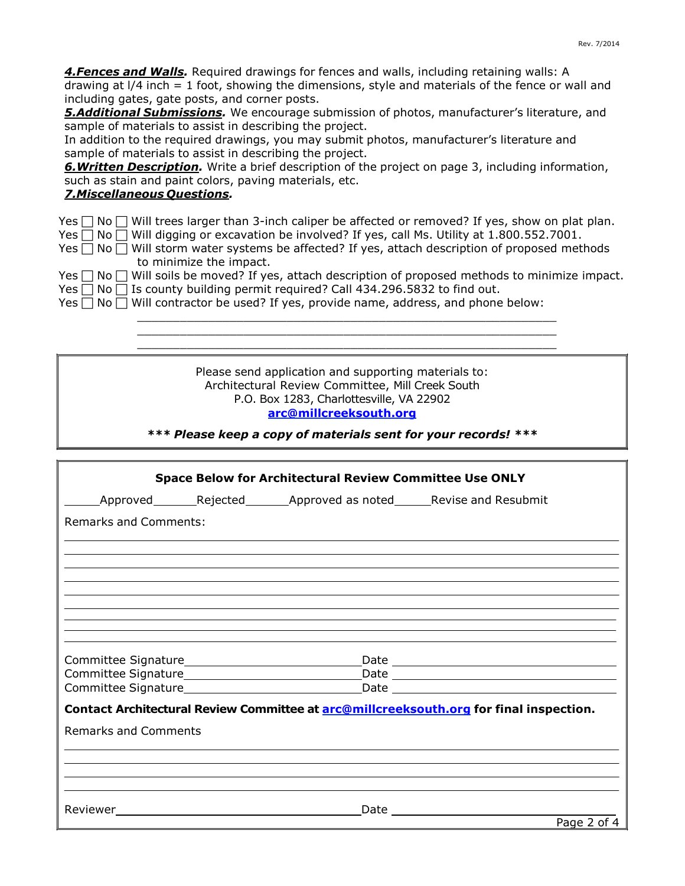***4. Fences and Walls.*** Required drawings for fences and walls, including retaining walls: A drawing at l/4 inch = 1 foot, showing the dimensions, style and materials of the fence or wall and including gates, gate posts, and corner posts.

***5. Additional Submissions.*** We encourage submission of photos, manufacturer's literature, and sample of materials to assist in describing the project.

In addition to the required drawings, you may submit photos, manufacturer's literature and sample of materials to assist in describing the project.

***6. Written Description.*** Write a brief description of the project on page 3, including information, such as stain and paint colors, paving materials, etc.

***7. Miscellaneous Questions.***

Yes ☐ No ☐ Will trees larger than 3-inch caliper be affected or removed? If yes, show on plat plan.
Yes ☐ No ☐ Will digging or excavation be involved? If yes, call Ms. Utility at 1.800.552.7001.
Yes ☐ No ☐ Will storm water systems be affected? If yes, attach description of proposed methods to minimize the impact.
Yes ☐ No ☐ Will soils be moved? If yes, attach description of proposed methods to minimize impact.
Yes ☐ No ☐ Is county building permit required? Call 434.296.5832 to find out.
Yes ☐ No ☐ Will contractor be used? If yes, provide name, address, and phone below:

______________________________________________________________

______________________________________________________________

______________________________________________________________

Please send application and supporting materials to:
Architectural Review Committee, Mill Creek South
P.O. Box 1283, Charlottesville, VA 22902
**arc@millcreeksouth.org**

***\*\*\* Please keep a copy of materials sent for your records! \*\*\****

**Space Below for Architectural Review Committee Use ONLY**

_____Approved______Rejected______Approved as noted_____Revise and Resubmit

Remarks and Comments:

______________________________________________________________

______________________________________________________________

______________________________________________________________

______________________________________________________________

______________________________________________________________

______________________________________________________________

______________________________________________________________

______________________________________________________________

Committee Signature__________________________Date ______________________________
Committee Signature__________________________Date ______________________________
Committee Signature__________________________Date ______________________________

**Contact Architectural Review Committee at arc@millcreeksouth.org for final inspection.**

Remarks and Comments

______________________________________________________________

______________________________________________________________

______________________________________________________________

______________________________________________________________

Reviewer_______________________________________Date ______________________________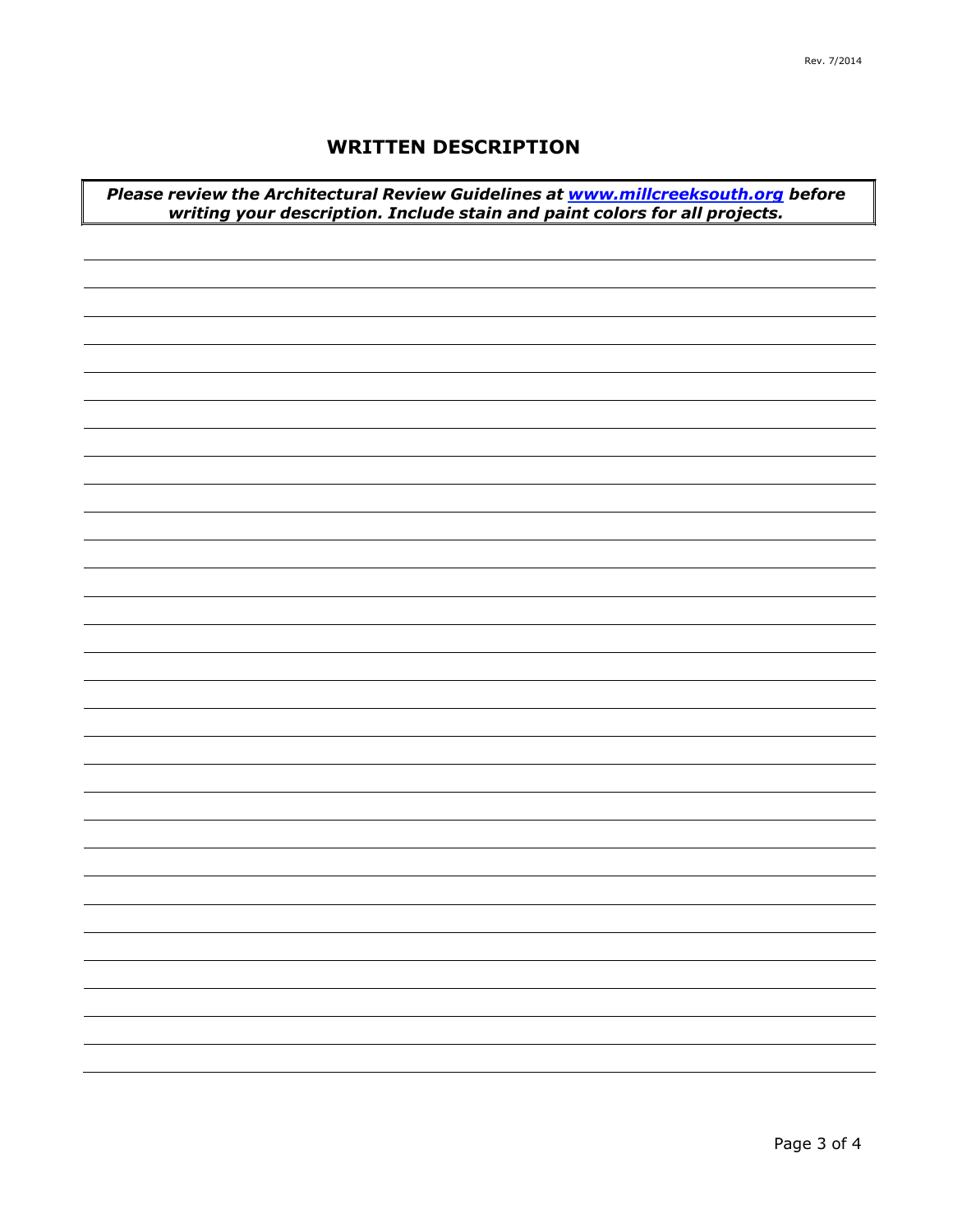## WRITTEN DESCRIPTION

***Please review the Architectural Review Guidelines at [www.millcreeksouth.org](http://www.millcreeksouth.org) before writing your description. Include stain and paint colors for all projects.***

_______________________________________________________________________________

_______________________________________________________________________________

_______________________________________________________________________________

_______________________________________________________________________________

_______________________________________________________________________________

_______________________________________________________________________________

_______________________________________________________________________________

_______________________________________________________________________________

_______________________________________________________________________________

_______________________________________________________________________________

_______________________________________________________________________________

_______________________________________________________________________________

_______________________________________________________________________________

_______________________________________________________________________________

_______________________________________________________________________________

_______________________________________________________________________________

_______________________________________________________________________________

_______________________________________________________________________________

_______________________________________________________________________________

_______________________________________________________________________________

_______________________________________________________________________________

_______________________________________________________________________________

_______________________________________________________________________________

_______________________________________________________________________________

_______________________________________________________________________________

_______________________________________________________________________________

_______________________________________________________________________________

_______________________________________________________________________________

_______________________________________________________________________________

_______________________________________________________________________________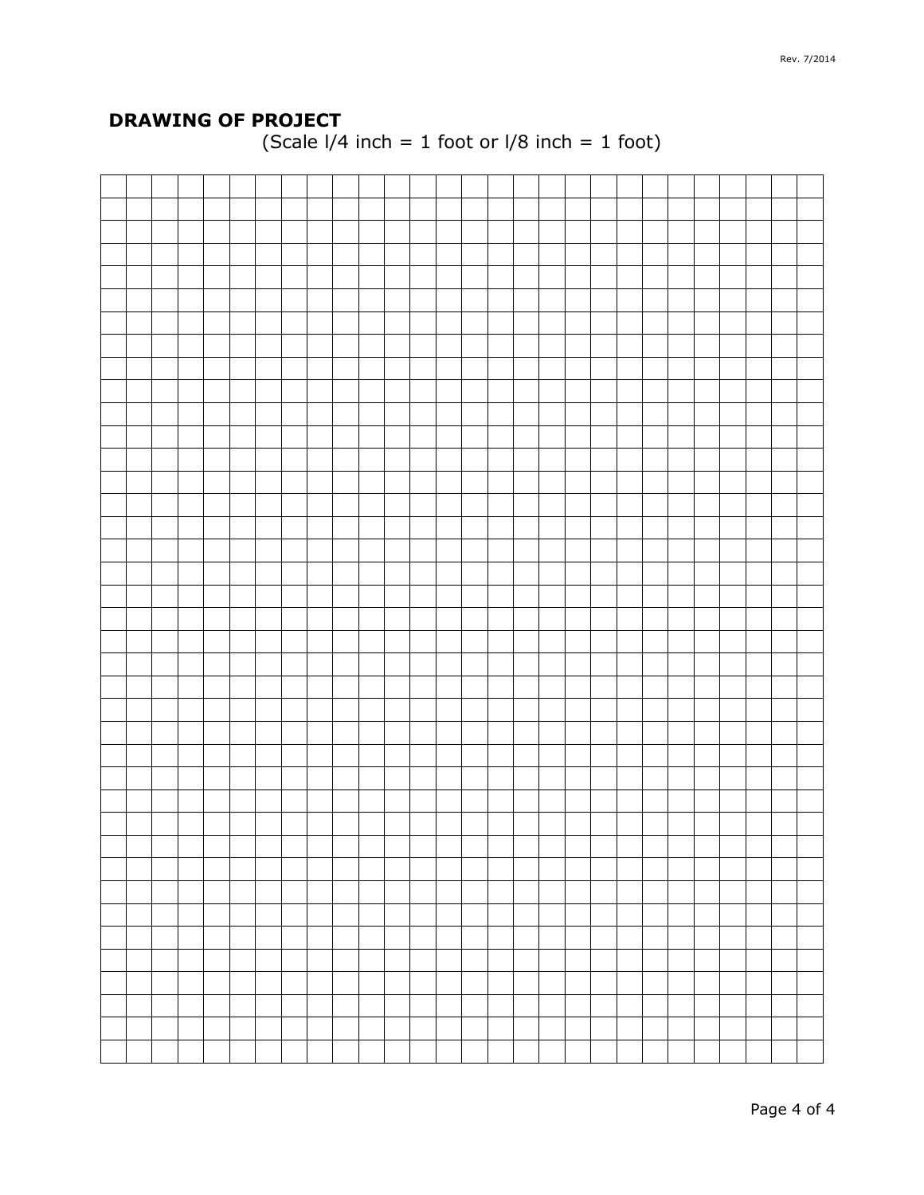**DRAWING OF PROJECT**

(Scale l/4 inch = 1 foot or l/8 inch = 1 foot)